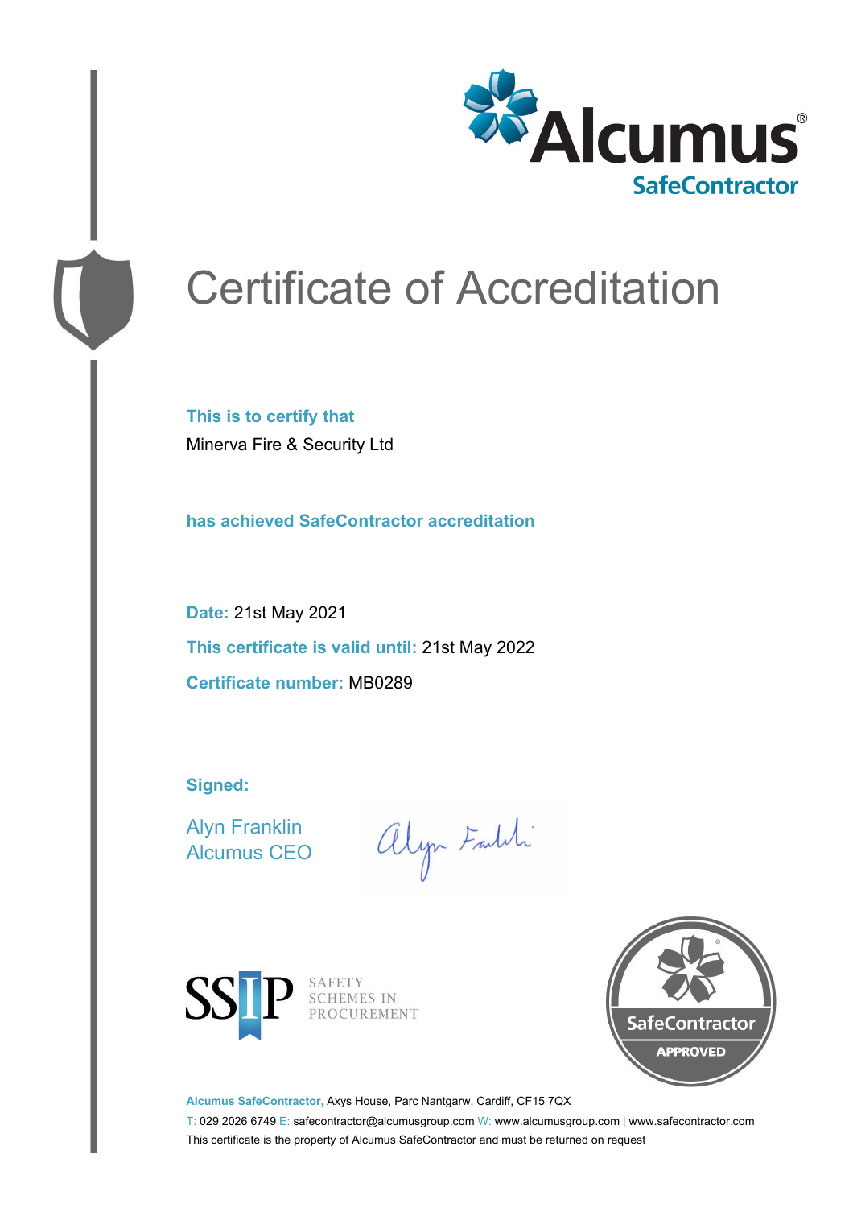Alcumus®
SafeContractor

# Certificate of Accreditation

**This is to certify that**

Minerva Fire & Security Ltd

**has achieved SafeContractor accreditation**

**Date:** 21st May 2021

**This certificate is valid until:** 21st May 2022

**Certificate number:** MB0289

**Signed:**

Alyn Franklin
Alcumus CEO

SSIP SAFETY SCHEMES IN PROCUREMENT

SafeContractor APPROVED

**Alcumus SafeContractor,** Axys House, Parc Nantgarw, Cardiff, CF15 7QX

T: 029 2026 6749 E: safecontractor@alcumusgroup.com W: www.alcumusgroup.com | www.safecontractor.com

This certificate is the property of Alcumus SafeContractor and must be returned on request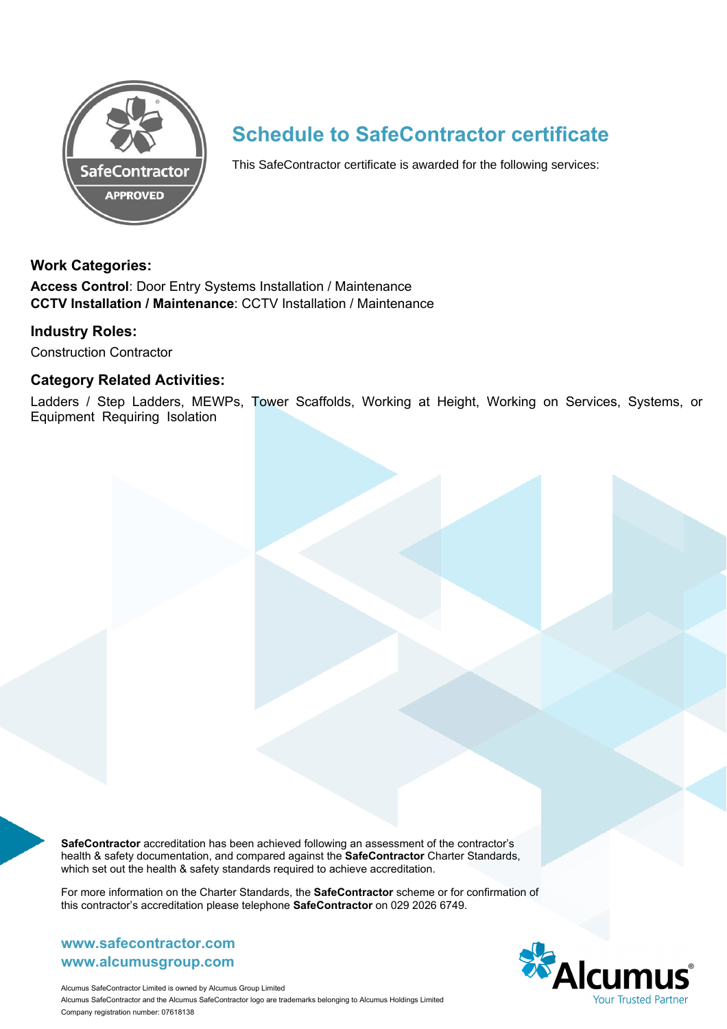# Schedule to SafeContractor certificate

This SafeContractor certificate is awarded for the following services:

### Work Categories:

**Access Control**: Door Entry Systems Installation / Maintenance
**CCTV Installation / Maintenance**: CCTV Installation / Maintenance

### Industry Roles:

Construction Contractor

### Category Related Activities:

Ladders / Step Ladders, MEWPs, Tower Scaffolds, Working at Height, Working on Services, Systems, or Equipment Requiring Isolation

**SafeContractor** accreditation has been achieved following an assessment of the contractor's health & safety documentation, and compared against the **SafeContractor** Charter Standards, which set out the health & safety standards required to achieve accreditation.

For more information on the Charter Standards, the **SafeContractor** scheme or for confirmation of this contractor's accreditation please telephone **SafeContractor** on 029 2026 6749.

**www.safecontractor.com**
**www.alcumusgroup.com**

Alcumus SafeContractor Limited is owned by Alcumus Group Limited
Alcumus SafeContractor and the Alcumus SafeContractor logo are trademarks belonging to Alcumus Holdings Limited
Company registration number: 07618138

Alcumus®
Your Trusted Partner